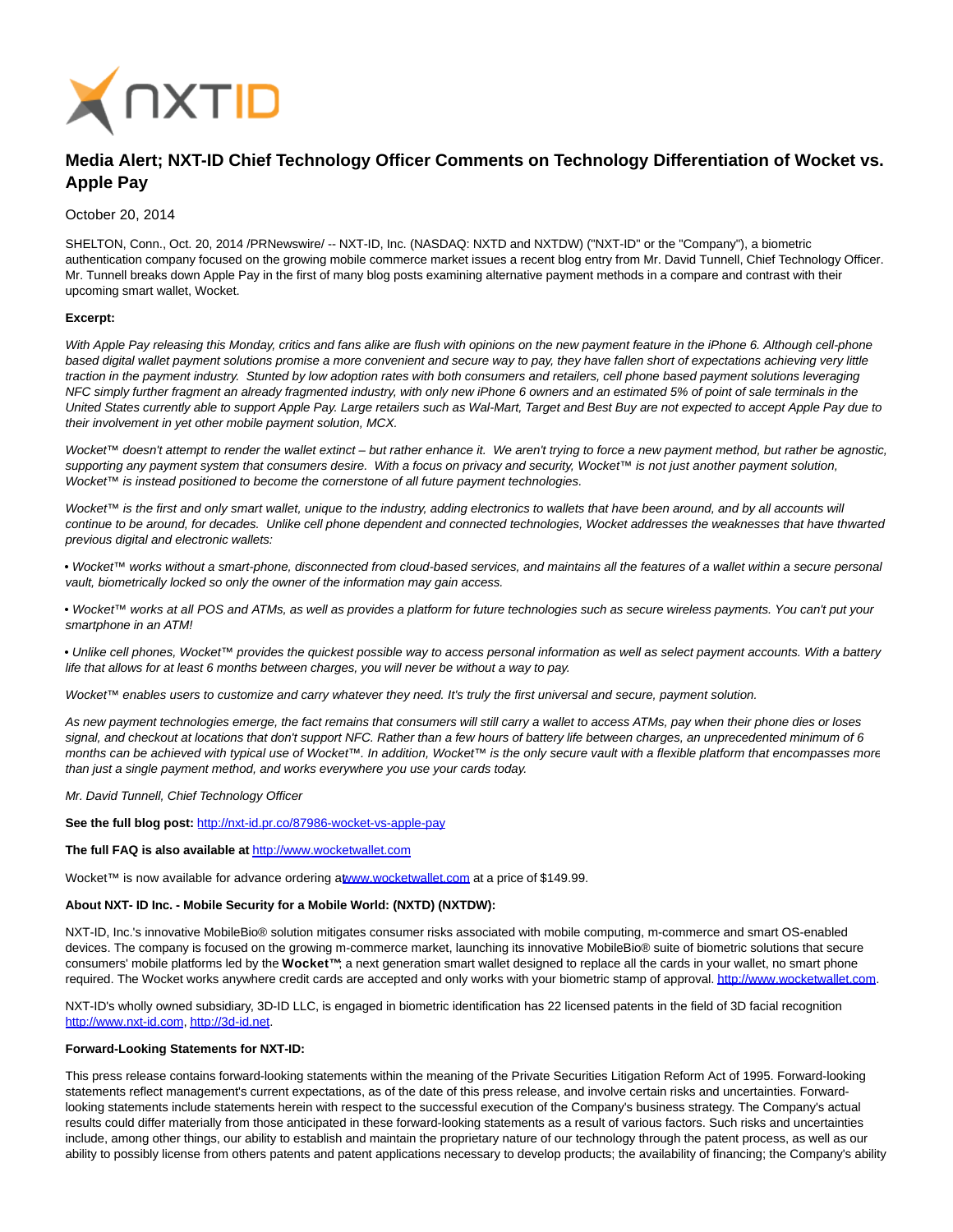# Media Alert; NXT-ID Chief Technology Officer Comments on Technology Differentiation of Wocket vs. Apple Pay

October 20, 2014

SHELTON, Conn., Oct. 20, 2014 /PRNewswire/ -- NXT-ID, Inc. (NASDAQ: NXTD and NXTDW) ("NXT-ID" or the "Company"), a biometric authentication company focused on the growing mobile commerce market issues a recent blog entry from Mr. David Tunnell, Chief Technology Officer. Mr. Tunnell breaks down Apple Pay in the first of many blog posts examining alternative payment methods in a compare and contrast with their upcoming smart wallet, Wocket.

**Excerpt:**

*With Apple Pay releasing this Monday, critics and fans alike are flush with opinions on the new payment feature in the iPhone 6. Although cell-phone based digital wallet payment solutions promise a more convenient and secure way to pay, they have fallen short of expectations achieving very little traction in the payment industry. Stunted by low adoption rates with both consumers and retailers, cell phone based payment solutions leveraging NFC simply further fragment an already fragmented industry, with only new iPhone 6 owners and an estimated 5% of point of sale terminals in the United States currently able to support Apple Pay. Large retailers such as Wal-Mart, Target and Best Buy are not expected to accept Apple Pay due to their involvement in yet other mobile payment solution, MCX.*

*Wocket™ doesn't attempt to render the wallet extinct – but rather enhance it. We aren't trying to force a new payment method, but rather be agnostic, supporting any payment system that consumers desire. With a focus on privacy and security, Wocket™ is not just another payment solution, Wocket™ is instead positioned to become the cornerstone of all future payment technologies.*

*Wocket™ is the first and only smart wallet, unique to the industry, adding electronics to wallets that have been around, and by all accounts will continue to be around, for decades. Unlike cell phone dependent and connected technologies, Wocket addresses the weaknesses that have thwarted previous digital and electronic wallets:*

- *Wocket™ works without a smart-phone, disconnected from cloud-based services, and maintains all the features of a wallet within a secure personal vault, biometrically locked so only the owner of the information may gain access.*
- *Wocket™ works at all POS and ATMs, as well as provides a platform for future technologies such as secure wireless payments. You can't put your smartphone in an ATM!*
- *Unlike cell phones, Wocket™ provides the quickest possible way to access personal information as well as select payment accounts. With a battery life that allows for at least 6 months between charges, you will never be without a way to pay.*

*Wocket™ enables users to customize and carry whatever they need. It's truly the first universal and secure, payment solution.*

*As new payment technologies emerge, the fact remains that consumers will still carry a wallet to access ATMs, pay when their phone dies or loses signal, and checkout at locations that don't support NFC. Rather than a few hours of battery life between charges, an unprecedented minimum of 6 months can be achieved with typical use of Wocket™. In addition, Wocket™ is the only secure vault with a flexible platform that encompasses more than just a single payment method, and works everywhere you use your cards today.*

*Mr. David Tunnell, Chief Technology Officer*

**See the full blog post:** http://nxt-id.pr.co/87986-wocket-vs-apple-pay

**The full FAQ is also available at** http://www.wocketwallet.com

Wocket™ is now available for advance ordering at www.wocketwallet.com at a price of $149.99.

**About NXT- ID Inc. - Mobile Security for a Mobile World: (NXTD) (NXTDW):**

NXT-ID, Inc.'s innovative MobileBio® solution mitigates consumer risks associated with mobile computing, m-commerce and smart OS-enabled devices. The company is focused on the growing m-commerce market, launching its innovative MobileBio® suite of biometric solutions that secure consumers' mobile platforms led by the **Wocket™**; a next generation smart wallet designed to replace all the cards in your wallet, no smart phone required. The Wocket works anywhere credit cards are accepted and only works with your biometric stamp of approval. http://www.wocketwallet.com.

NXT-ID's wholly owned subsidiary, 3D-ID LLC, is engaged in biometric identification has 22 licensed patents in the field of 3D facial recognition http://www.nxt-id.com, http://3d-id.net.

**Forward-Looking Statements for NXT-ID:**

This press release contains forward-looking statements within the meaning of the Private Securities Litigation Reform Act of 1995. Forward-looking statements reflect management's current expectations, as of the date of this press release, and involve certain risks and uncertainties. Forward-looking statements include statements herein with respect to the successful execution of the Company's business strategy. The Company's actual results could differ materially from those anticipated in these forward-looking statements as a result of various factors. Such risks and uncertainties include, among other things, our ability to establish and maintain the proprietary nature of our technology through the patent process, as well as our ability to possibly license from others patents and patent applications necessary to develop products; the availability of financing; the Company's ability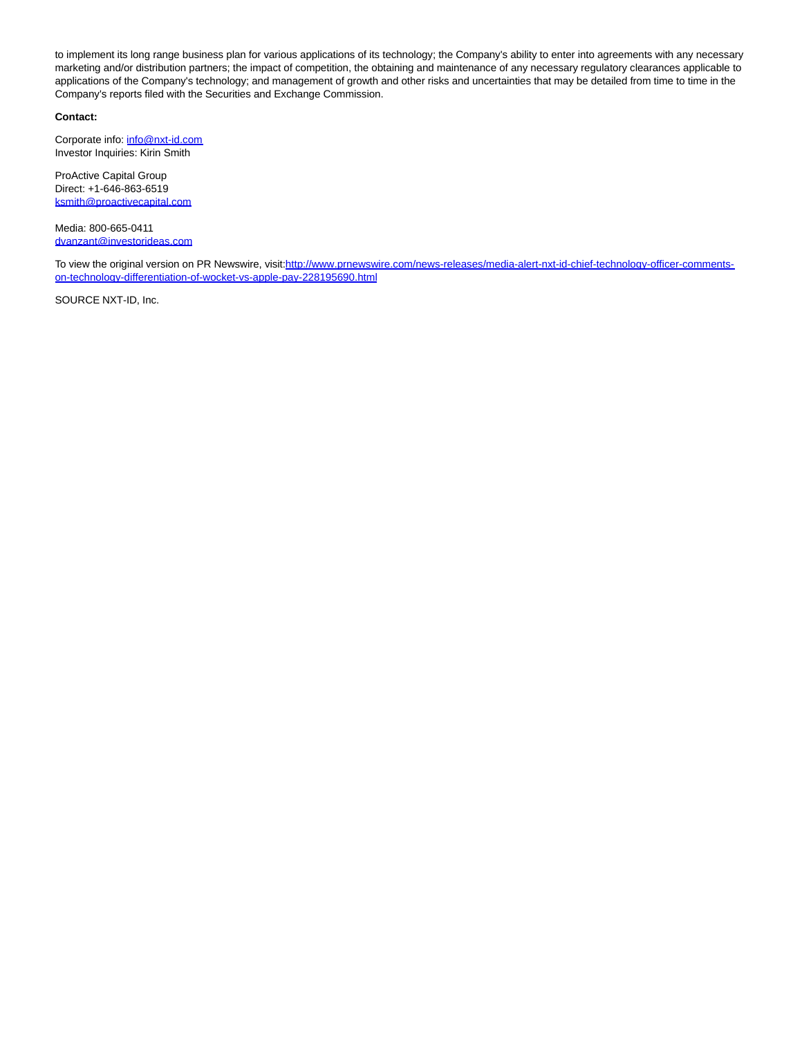to implement its long range business plan for various applications of its technology; the Company's ability to enter into agreements with any necessary marketing and/or distribution partners; the impact of competition, the obtaining and maintenance of any necessary regulatory clearances applicable to applications of the Company's technology; and management of growth and other risks and uncertainties that may be detailed from time to time in the Company's reports filed with the Securities and Exchange Commission.

**Contact:**

Corporate info: info@nxt-id.com
Investor Inquiries: Kirin Smith

ProActive Capital Group
Direct: +1-646-863-6519
ksmith@proactivecapital.com

Media: 800-665-0411
dvanzant@investorideas.com

To view the original version on PR Newswire, visit:http://www.prnewswire.com/news-releases/media-alert-nxt-id-chief-technology-officer-comments-on-technology-differentiation-of-wocket-vs-apple-pay-228195690.html

SOURCE NXT-ID, Inc.